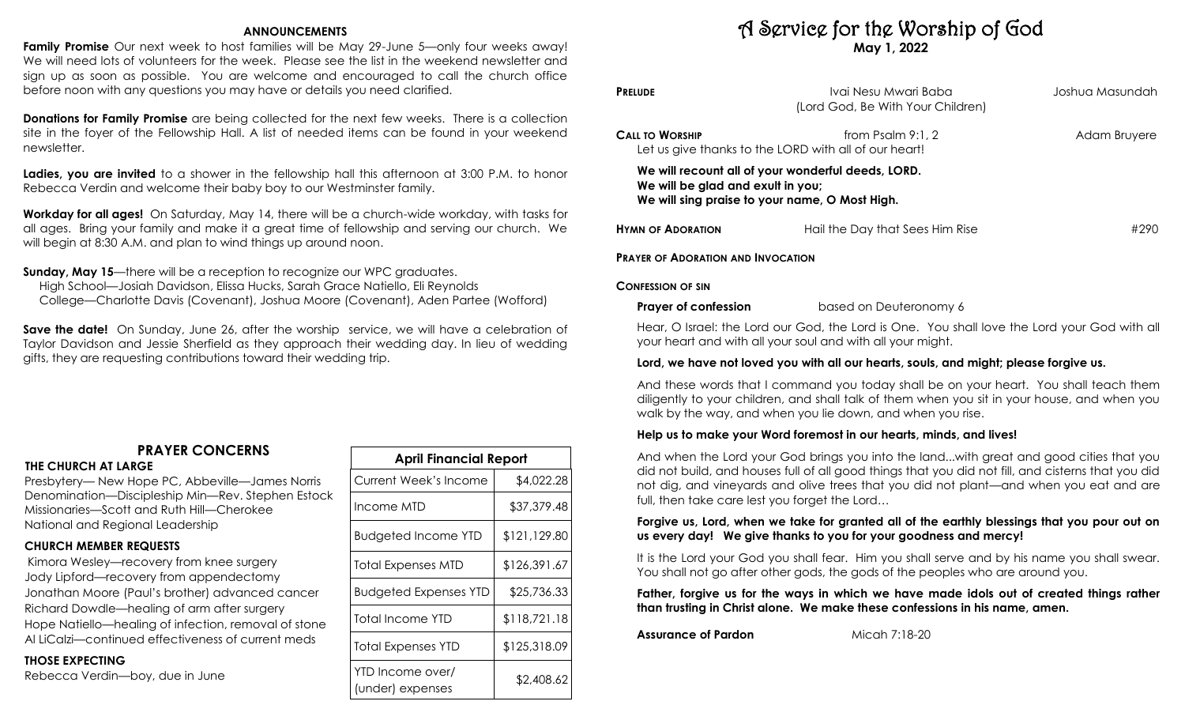## ANNOUNCEMENTS

**Family Promise** Our next week to host families will be May 29-June 5—only four weeks away! We will need lots of volunteers for the week. Please see the list in the weekend newsletter and sign up as soon as possible. You are welcome and encouraged to call the church office before noon with any questions you may have or details you need clarified.

**Donations for Family Promise** are being collected for the next few weeks. There is a collection site in the foyer of the Fellowship Hall. A list of needed items can be found in your weekend newsletter.

**Ladies, you are invited** to a shower in the fellowship hall this afternoon at 3:00 P.M. to honor Rebecca Verdin and welcome their baby boy to our Westminster family.

**Workday for all ages!** On Saturday, May 14, there will be a church-wide workday, with tasks for all ages. Bring your family and make it a great time of fellowship and serving our church. We will begin at 8:30 A.M. and plan to wind things up around noon.

**Sunday, May 15**—there will be a reception to recognize our WPC graduates.
High School—Josiah Davidson, Elissa Hucks, Sarah Grace Natiello, Eli Reynolds
College—Charlotte Davis (Covenant), Joshua Moore (Covenant), Aden Partee (Wofford)

**Save the date!** On Sunday, June 26, after the worship service, we will have a celebration of Taylor Davidson and Jessie Sherfield as they approach their wedding day. In lieu of wedding gifts, they are requesting contributions toward their wedding trip.

## PRAYER CONCERNS

### THE CHURCH AT LARGE

Presbytery— New Hope PC, Abbeville—James Norris
Denomination—Discipleship Min—Rev. Stephen Estock
Missionaries—Scott and Ruth Hill—Cherokee
National and Regional Leadership

### CHURCH MEMBER REQUESTS

Kimora Wesley—recovery from knee surgery
Jody Lipford—recovery from appendectomy
Jonathan Moore (Paul's brother) advanced cancer
Richard Dowdle—healing of arm after surgery
Hope Natiello—healing of infection, removal of stone
Al LiCalzi—continued effectiveness of current meds

### THOSE EXPECTING

Rebecca Verdin—boy, due in June

| April Financial Report | |
|---|---|
| Current Week's Income | $4,022.28 |
| Income MTD | $37,379.48 |
| Budgeted Income YTD | $121,129.80 |
| Total Expenses MTD | $126,391.67 |
| Budgeted Expenses YTD | $25,736.33 |
| Total Income YTD | $118,721.18 |
| Total Expenses YTD | $125,318.09 |
| YTD Income over/ (under) expenses | $2,408.62 |

# A Service for the Worship of God

**May 1, 2022**

**PRELUDE** Ivai Nesu Mwari Baba (Lord God, Be With Your Children) — Joshua Masundah

**CALL TO WORSHIP** from Psalm 9:1, 2 — Adam Bruyere

Let us give thanks to the LORD with all of our heart!

**We will recount all of your wonderful deeds, LORD.**
**We will be glad and exult in you;**
**We will sing praise to your name, O Most High.**

**HYMN OF ADORATION** Hail the Day that Sees Him Rise #290

**PRAYER OF ADORATION AND INVOCATION**

**CONFESSION OF SIN**

**Prayer of confession** based on Deuteronomy 6

Hear, O Israel: the Lord our God, the Lord is One. You shall love the Lord your God with all your heart and with all your soul and with all your might.

**Lord, we have not loved you with all our hearts, souls, and might; please forgive us.**

And these words that I command you today shall be on your heart. You shall teach them diligently to your children, and shall talk of them when you sit in your house, and when you walk by the way, and when you lie down, and when you rise.

**Help us to make your Word foremost in our hearts, minds, and lives!**

And when the Lord your God brings you into the land...with great and good cities that you did not build, and houses full of all good things that you did not fill, and cisterns that you did not dig, and vineyards and olive trees that you did not plant—and when you eat and are full, then take care lest you forget the Lord…

**Forgive us, Lord, when we take for granted all of the earthly blessings that you pour out on us every day! We give thanks to you for your goodness and mercy!**

It is the Lord your God you shall fear. Him you shall serve and by his name you shall swear. You shall not go after other gods, the gods of the peoples who are around you.

**Father, forgive us for the ways in which we have made idols out of created things rather than trusting in Christ alone. We make these confessions in his name, amen.**

**Assurance of Pardon** Micah 7:18-20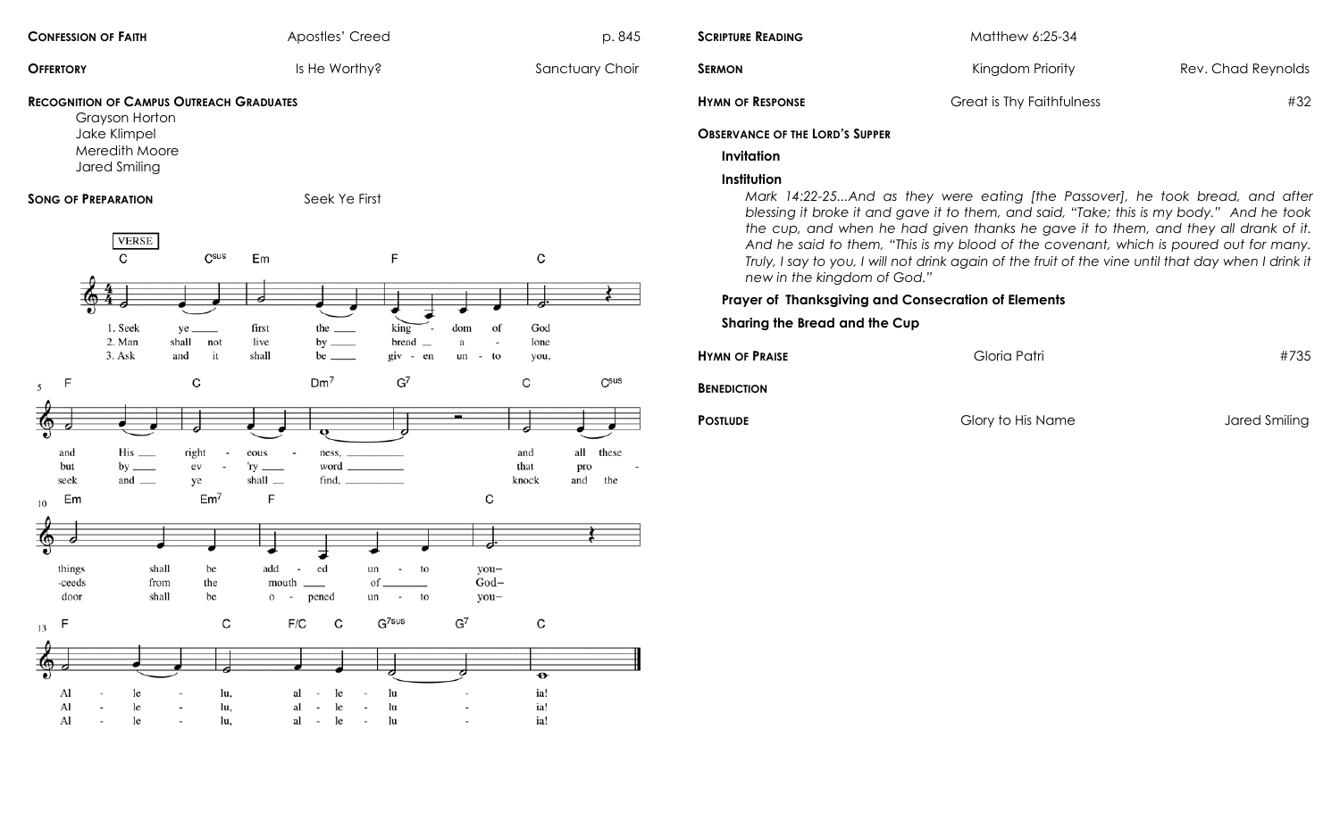**Confession of Faith** — Apostles' Creed — p. 845

**Offertory** — Is He Worthy? — Sanctuary Choir

**Recognition of Campus Outreach Graduates**

Grayson Horton
Jake Klimpel
Meredith Moore
Jared Smiling

**Song of Preparation** — Seek Ye First

VERSE

C Csus Em F C

1. Seek ye first the king - dom of God
2. Man shall not live by bread a - lone
3. Ask and it shall be giv - en un - to you,

F C Dm7 G7 C Csus

and His right - eous - ness, and all these
but by ev - 'ry word that pro -
seek and ye shall find, knock and the

Em Em7 F C

things shall be add - ed un - to you–
-ceeds from the mouth of God–
door shall be o - pened un - to you–

F C F/C C G7sus G7 C

Al - le - lu, al - le - lu - ia!
Al - le - lu, al - le - lu - ia!
Al - le - lu, al - le - lu - ia!

**Scripture Reading** — Matthew 6:25-34

**Sermon** — Kingdom Priority — Rev. Chad Reynolds

**Hymn of Response** — Great is Thy Faithfulness — #32

**Observance of the Lord's Supper**

**Invitation**

**Institution**

*Mark 14:22-25...And as they were eating [the Passover], he took bread, and after blessing it broke it and gave it to them, and said, "Take; this is my body." And he took the cup, and when he had given thanks he gave it to them, and they all drank of it. And he said to them, "This is my blood of the covenant, which is poured out for many. Truly, I say to you, I will not drink again of the fruit of the vine until that day when I drink it new in the kingdom of God."*

**Prayer of Thanksgiving and Consecration of Elements**

**Sharing the Bread and the Cup**

**Hymn of Praise** — Gloria Patri — #735

**Benediction**

**Postlude** — Glory to His Name — Jared Smiling